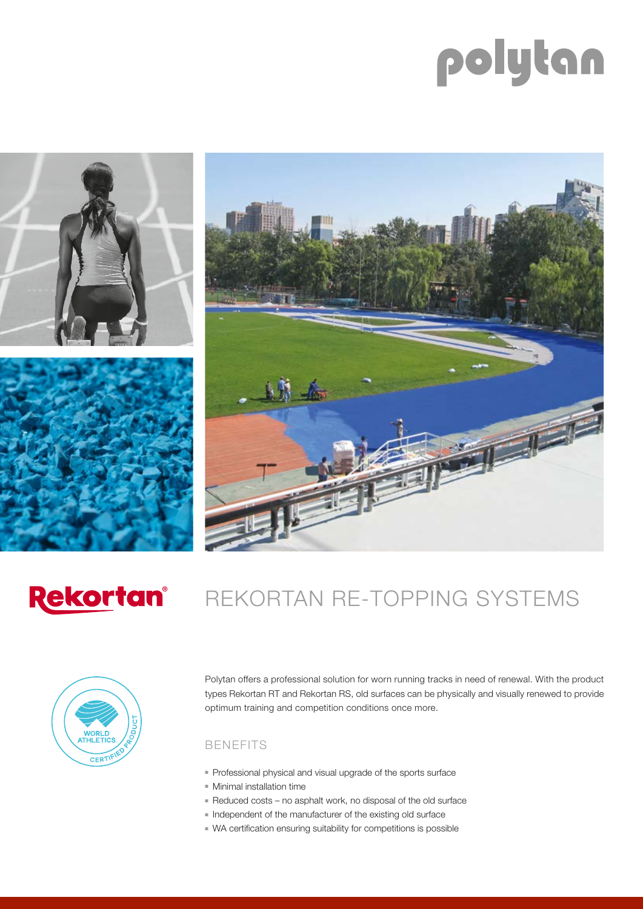polytan

Rekortan®

# REKORTAN RE-TOPPING SYSTEMS

WORLD ATHLETICS CERTIFIED PRODUCT

Polytan offers a professional solution for worn running tracks in need of renewal. With the product types Rekortan RT and Rekortan RS, old surfaces can be physically and visually renewed to provide optimum training and competition conditions once more.

## BENEFITS

- Professional physical and visual upgrade of the sports surface
- Minimal installation time
- Reduced costs – no asphalt work, no disposal of the old surface
- Independent of the manufacturer of the existing old surface
- WA certification ensuring suitability for competitions is possible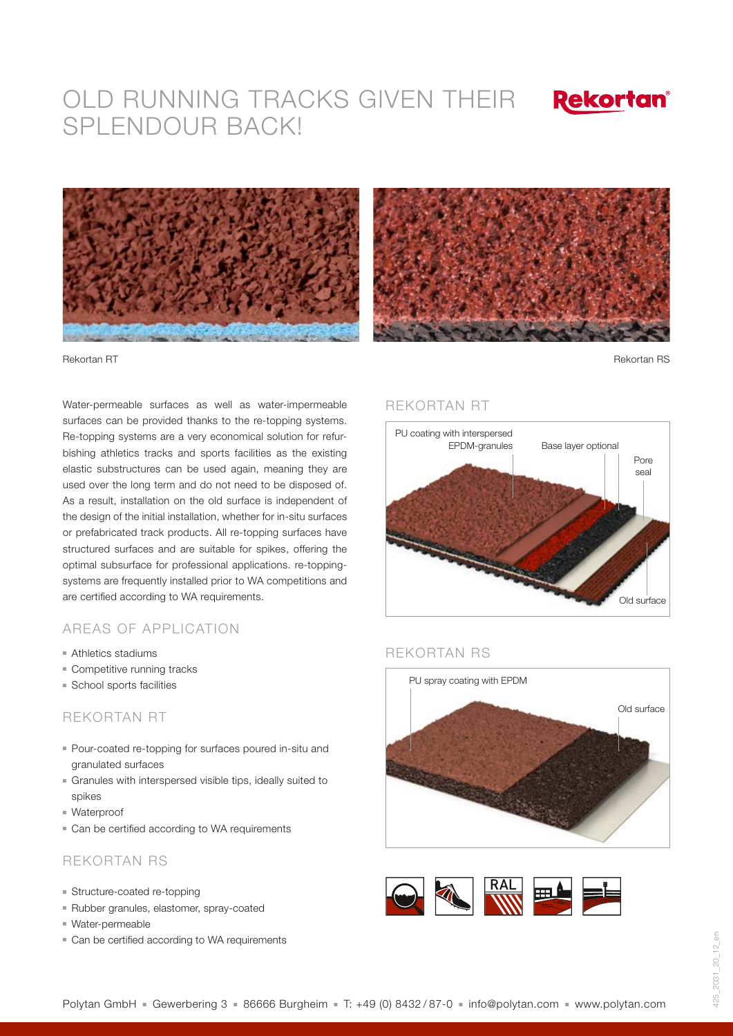# OLD RUNNING TRACKS GIVEN THEIR SPLENDOUR BACK!

Rekortan RT

Rekortan RS

Water-permeable surfaces as well as water-impermeable surfaces can be provided thanks to the re-topping systems. Re-topping systems are a very economical solution for refurbishing athletics tracks and sports facilities as the existing elastic substructures can be used again, meaning they are used over the long term and do not need to be disposed of. As a result, installation on the old surface is independent of the design of the initial installation, whether for in-situ surfaces or prefabricated track products. All re-topping surfaces have structured surfaces and are suitable for spikes, offering the optimal subsurface for professional applications. re-topping-systems are frequently installed prior to WA competitions and are certified according to WA requirements.

## AREAS OF APPLICATION

- Athletics stadiums
- Competitive running tracks
- School sports facilities

## REKORTAN RT

- Pour-coated re-topping for surfaces poured in-situ and granulated surfaces
- Granules with interspersed visible tips, ideally suited to spikes
- Waterproof
- Can be certified according to WA requirements

## REKORTAN RS

- Structure-coated re-topping
- Rubber granules, elastomer, spray-coated
- Water-permeable
- Can be certified according to WA requirements

## REKORTAN RT

PU coating with interspersed EPDM-granules

Base layer optional

Pore seal

Old surface

## REKORTAN RS

PU spray coating with EPDM

Old surface

RAL

Polytan GmbH ▪ Gewerbering 3 ▪ 86666 Burgheim ▪ T: +49 (0) 8432 / 87-0 ▪ info@polytan.com ▪ www.polytan.com

425_2031_20_12_en